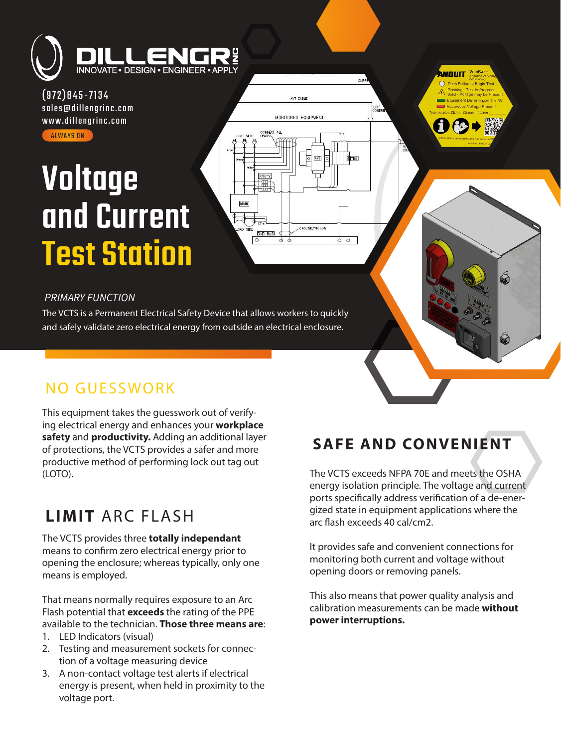DILLENGR INC

INNOVATE • DESIGN • ENGINEER • APPLY

(972)845-7134
sales@dillengrinc.com
www.dillengrinc.com

ALWAYS ON

# Voltage and Current Test Station

*PRIMARY FUNCTION*

The VCTS is a Permanent Electrical Safety Device that allows workers to quickly and safely validate zero electrical energy from outside an electrical enclosure.

## NO GUESSWORK

This equipment takes the guesswork out of verifying electrical energy and enhances your **workplace safety** and **productivity.** Adding an additional layer of protections, the VCTS provides a safer and more productive method of performing lock out tag out (LOTO).

## **LIMIT** ARC FLASH

The VCTS provides three **totally independant** means to confirm zero electrical energy prior to opening the enclosure; whereas typically, only one means is employed.

That means normally requires exposure to an Arc Flash potential that **exceeds** the rating of the PPE available to the technician. **Those three means are**:

1. LED Indicators (visual)
2. Testing and measurement sockets for connection of a voltage measuring device
3. A non-contact voltage test alerts if electrical energy is present, when held in proximity to the voltage port.

## SAFE AND CONVENIENT

The VCTS exceeds NFPA 70E and meets the OSHA energy isolation principle. The voltage and current ports specifically address verification of a de-energized state in equipment applications where the arc flash exceeds 40 cal/cm2.

It provides safe and convenient connections for monitoring both current and voltage without opening doors or removing panels.

This also means that power quality analysis and calibration measurements can be made **without power interruptions.**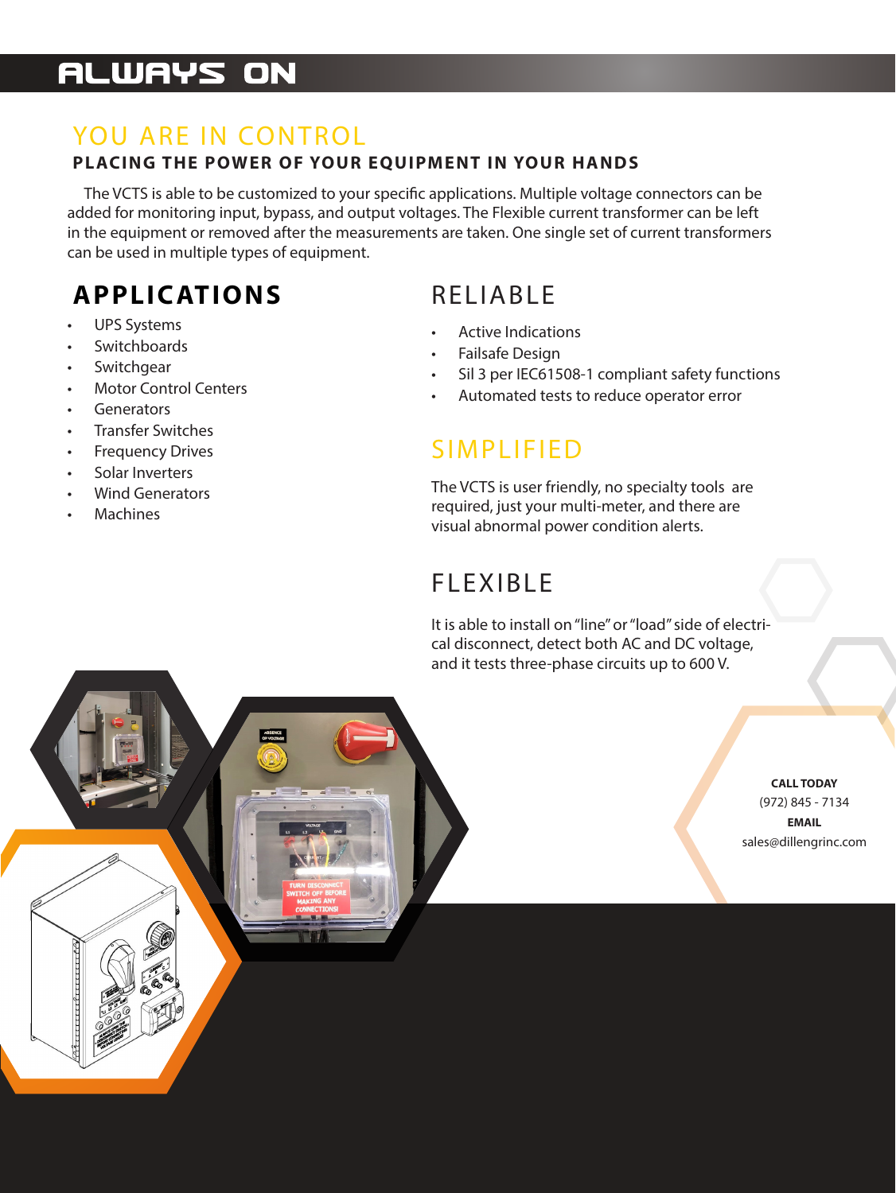# ALWAYS ON

## YOU ARE IN CONTROL

**PLACING THE POWER OF YOUR EQUIPMENT IN YOUR HANDS**

The VCTS is able to be customized to your specific applications. Multiple voltage connectors can be added for monitoring input, bypass, and output voltages. The Flexible current transformer can be left in the equipment or removed after the measurements are taken. One single set of current transformers can be used in multiple types of equipment.

## APPLICATIONS

- UPS Systems
- Switchboards
- Switchgear
- Motor Control Centers
- Generators
- Transfer Switches
- Frequency Drives
- Solar Inverters
- Wind Generators
- Machines

## RELIABLE

- Active Indications
- Failsafe Design
- Sil 3 per IEC61508-1 compliant safety functions
- Automated tests to reduce operator error

## SIMPLIFIED

The VCTS is user friendly, no specialty tools are required, just your multi-meter, and there are visual abnormal power condition alerts.

## FLEXIBLE

It is able to install on "line" or "load" side of electrical disconnect, detect both AC and DC voltage, and it tests three-phase circuits up to 600 V.

**CALL TODAY**
(972) 845 - 7134
**EMAIL**
sales@dillengrinc.com